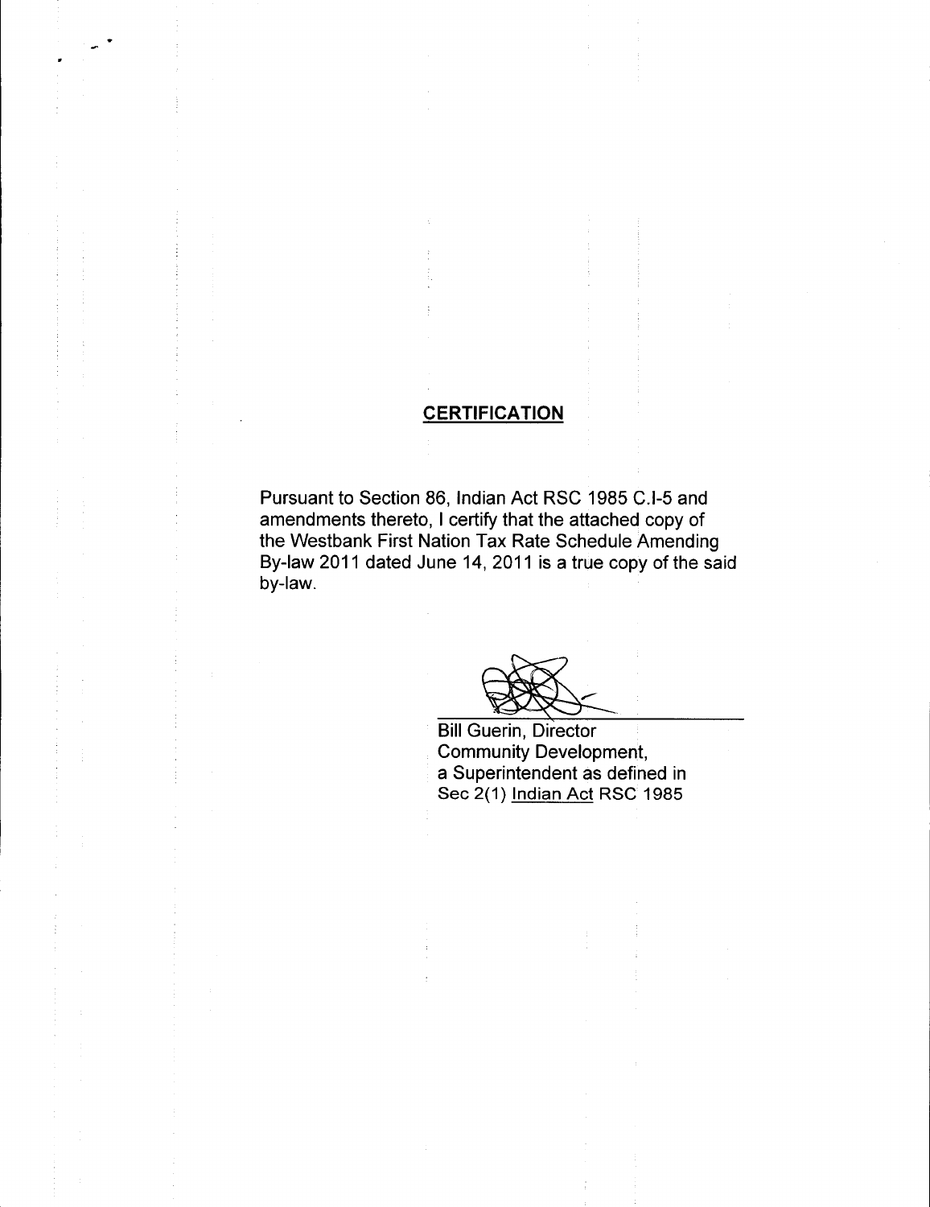## CERTIFICATION

Pursuant to Section 86, Indian Act RSC 1985 C.I-5 and amendments thereto, I certify that the attached copy of the Westbank First Nation Tax Rate Schedule Amending By-law 2011 dated June 14, 2011 is a true copy of the said by-law.

Bill Guerin, Director
Community Development,
a Superintendent as defined in
Sec 2(1) Indian Act RSC 1985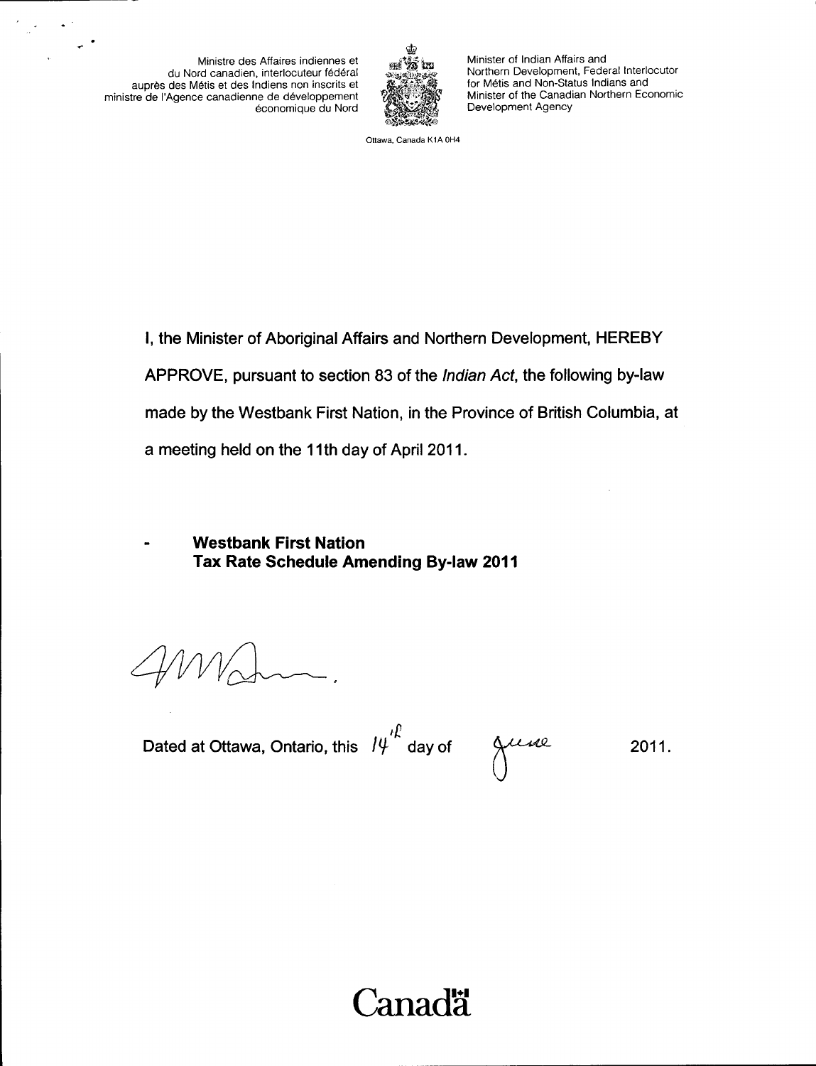Ministre des Affaires indiennes et du Nord canadien, interlocuteur fédéral auprès des Métis et des Indiens non inscrits et ministre de l'Agence canadienne de développement économique du Nord

Minister of Indian Affairs and Northern Development, Federal Interlocutor for Métis and Non-Status Indians and Minister of the Canadian Northern Economic Development Agency

Ottawa, Canada K1A 0H4

I, the Minister of Aboriginal Affairs and Northern Development, HEREBY APPROVE, pursuant to section 83 of the *Indian Act*, the following by-law made by the Westbank First Nation, in the Province of British Columbia, at a meeting held on the 11th day of April 2011.

- **Westbank First Nation Tax Rate Schedule Amending By-law 2011**

Dated at Ottawa, Ontario, this 14th day of June 2011.

Canada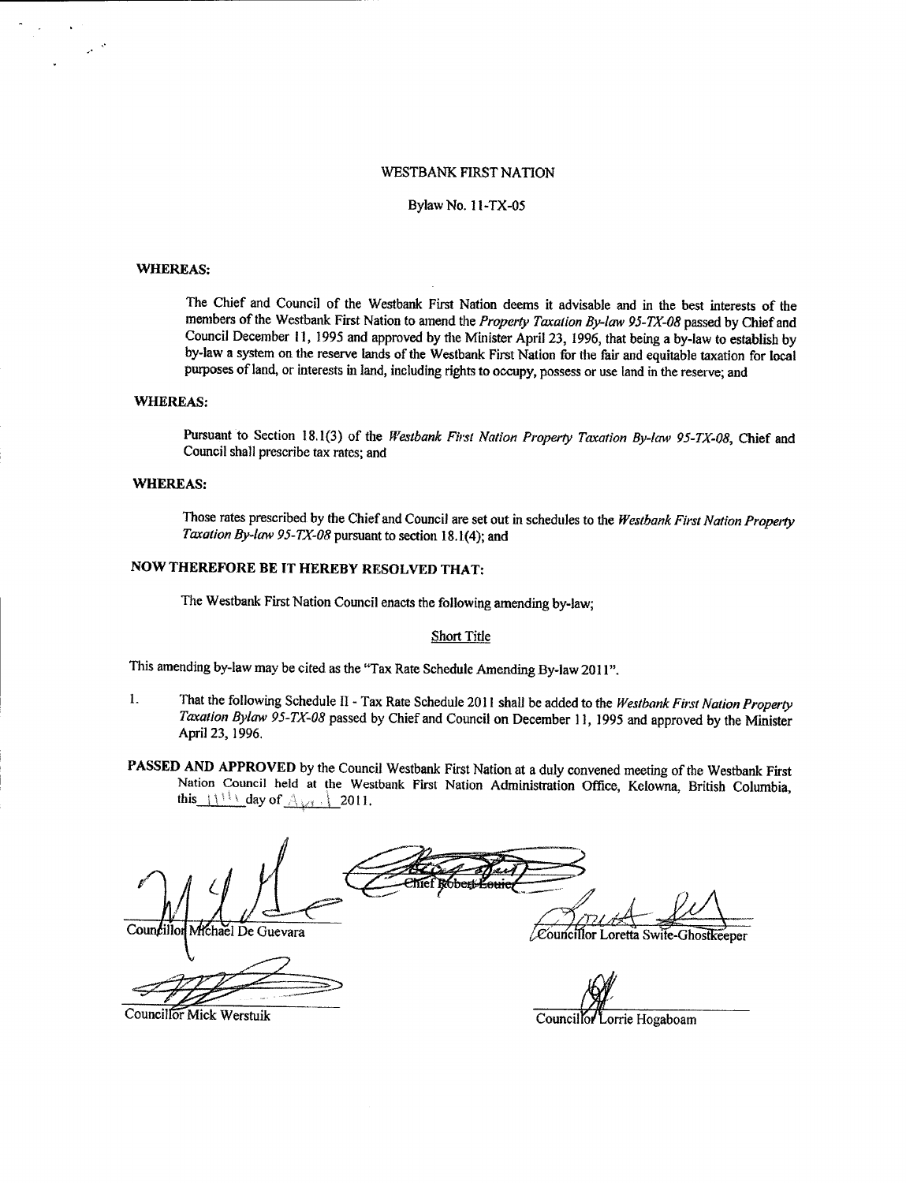WESTBANK FIRST NATION

Bylaw No. 11-TX-05

**WHEREAS:**

The Chief and Council of the Westbank First Nation deems it advisable and in the best interests of the members of the Westbank First Nation to amend the *Property Taxation By-law 95-TX-08* passed by Chief and Council December 11, 1995 and approved by the Minister April 23, 1996, that being a by-law to establish by by-law a system on the reserve lands of the Westbank First Nation for the fair and equitable taxation for local purposes of land, or interests in land, including rights to occupy, possess or use land in the reserve; and

**WHEREAS:**

Pursuant to Section 18.1(3) of the *Westbank First Nation Property Taxation By-law 95-TX-08*, Chief and Council shall prescribe tax rates; and

**WHEREAS:**

Those rates prescribed by the Chief and Council are set out in schedules to the *Westbank First Nation Property Taxation By-law 95-TX-08* pursuant to section 18.1(4); and

**NOW THEREFORE BE IT HEREBY RESOLVED THAT:**

The Westbank First Nation Council enacts the following amending by-law;

Short Title

This amending by-law may be cited as the "Tax Rate Schedule Amending By-law 2011".

1. That the following Schedule II - Tax Rate Schedule 2011 shall be added to the *Westbank First Nation Property Taxation Bylaw 95-TX-08* passed by Chief and Council on December 11, 1995 and approved by the Minister April 23, 1996.

**PASSED AND APPROVED** by the Council Westbank First Nation at a duly convened meeting of the Westbank First Nation Council held at the Westbank First Nation Administration Office, Kelowna, British Columbia, this 11th day of April 2011.

Chief Robert Louie

Councillor Michael De Guevara

Councillor Loretta Swite-Ghostkeeper

Councillor Mick Werstuik

Councillor Lorrie Hogaboam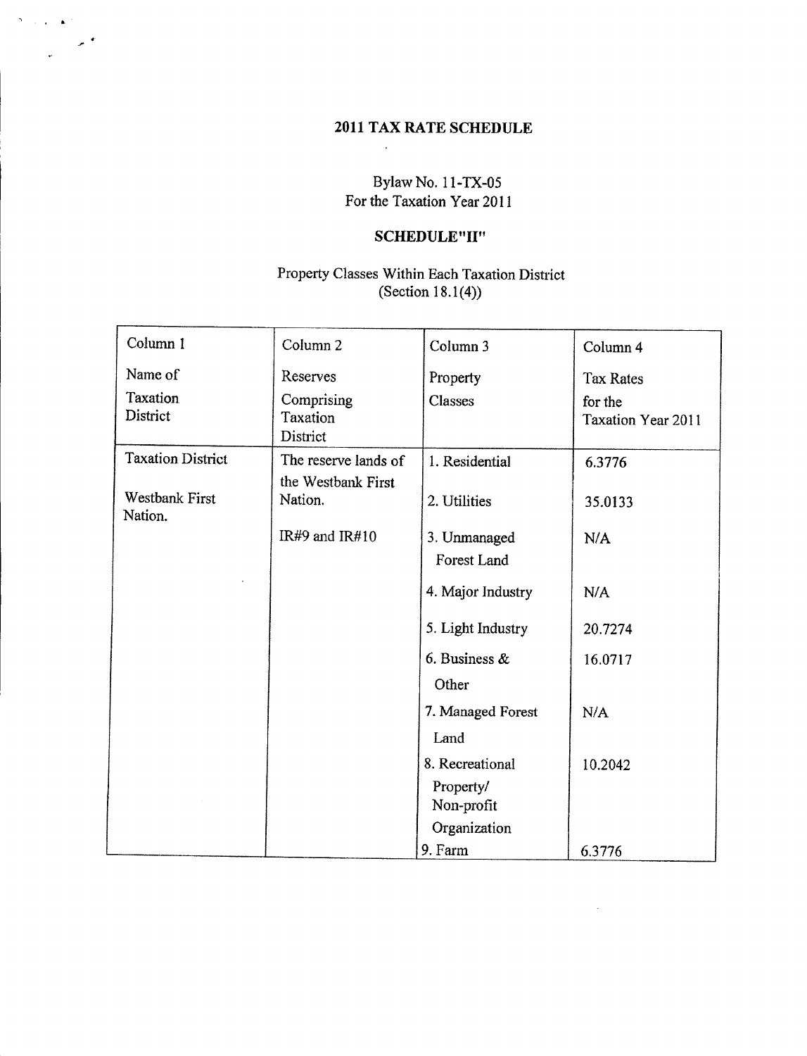# 2011 TAX RATE SCHEDULE

Bylaw No. 11-TX-05
For the Taxation Year 2011

## SCHEDULE"II"

Property Classes Within Each Taxation District
(Section 18.1(4))

| Column 1<br>Name of Taxation District | Column 2<br>Reserves Comprising Taxation District | Column 3<br>Property Classes | Column 4<br>Tax Rates for the Taxation Year 2011 |
|---|---|---|---|
| Taxation District<br><br>Westbank First Nation. | The reserve lands of the Westbank First Nation.<br><br>IR#9 and IR#10 | 1. Residential | 6.3776 |
| | | 2. Utilities | 35.0133 |
| | | 3. Unmanaged Forest Land | N/A |
| | | 4. Major Industry | N/A |
| | | 5. Light Industry | 20.7274 |
| | | 6. Business & Other | 16.0717 |
| | | 7. Managed Forest Land | N/A |
| | | 8. Recreational Property/ Non-profit Organization | 10.2042 |
| | | 9. Farm | 6.3776 |